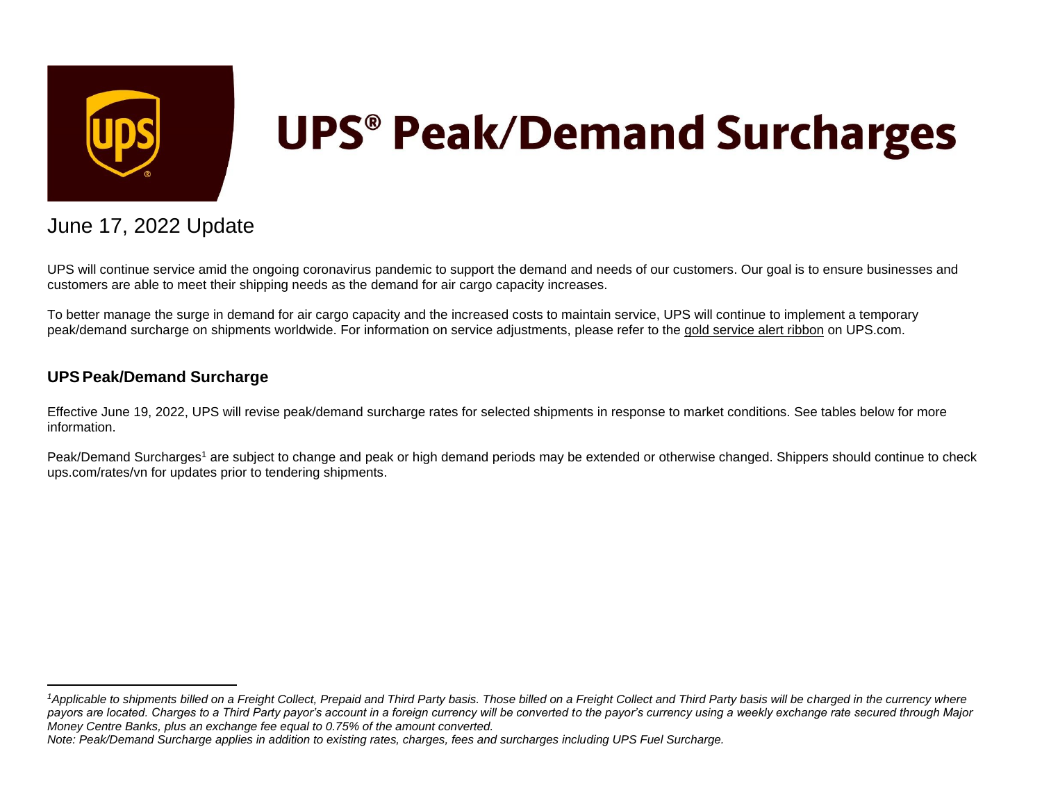# UPS® Peak/Demand Surcharges

## June 17, 2022 Update

UPS will continue service amid the ongoing coronavirus pandemic to support the demand and needs of our customers. Our goal is to ensure businesses and customers are able to meet their shipping needs as the demand for air cargo capacity increases.

To better manage the surge in demand for air cargo capacity and the increased costs to maintain service, UPS will continue to implement a temporary peak/demand surcharge on shipments worldwide. For information on service adjustments, please refer to the gold service alert ribbon on UPS.com.

### UPS Peak/Demand Surcharge

Effective June 19, 2022, UPS will revise peak/demand surcharge rates for selected shipments in response to market conditions. See tables below for more information.

Peak/Demand Surcharges[1] are subject to change and peak or high demand periods may be extended or otherwise changed. Shippers should continue to check ups.com/rates/vn for updates prior to tendering shipments.

---

*[1]Applicable to shipments billed on a Freight Collect, Prepaid and Third Party basis. Those billed on a Freight Collect and Third Party basis will be charged in the currency where payors are located. Charges to a Third Party payor's account in a foreign currency will be converted to the payor's currency using a weekly exchange rate secured through Major Money Centre Banks, plus an exchange fee equal to 0.75% of the amount converted.*

*Note: Peak/Demand Surcharge applies in addition to existing rates, charges, fees and surcharges including UPS Fuel Surcharge.*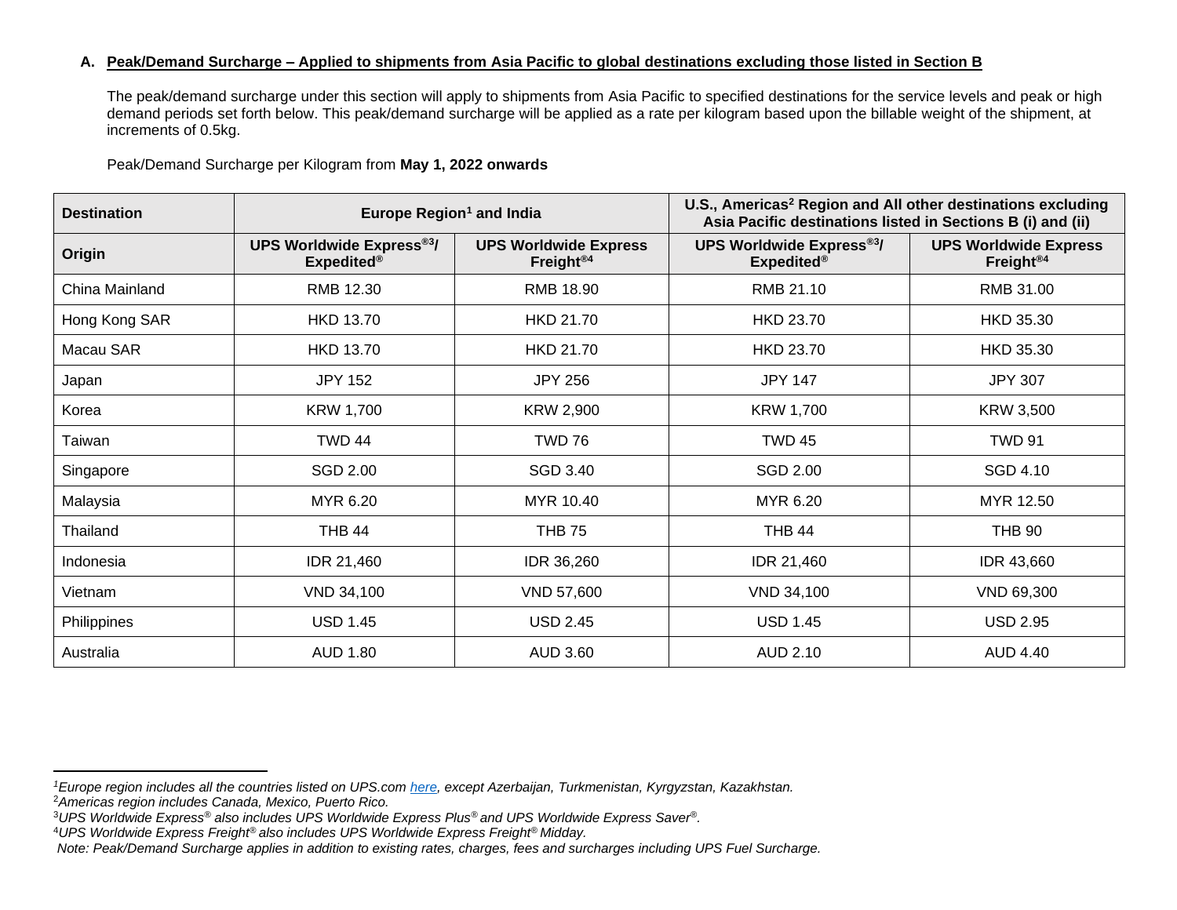## A. Peak/Demand Surcharge – Applied to shipments from Asia Pacific to global destinations excluding those listed in Section B

The peak/demand surcharge under this section will apply to shipments from Asia Pacific to specified destinations for the service levels and peak or high demand periods set forth below. This peak/demand surcharge will be applied as a rate per kilogram based upon the billable weight of the shipment, at increments of 0.5kg.

Peak/Demand Surcharge per Kilogram from **May 1, 2022 onwards**

| Destination | Europe Region[1] and India | | U.S., Americas[2] Region and All other destinations excluding Asia Pacific destinations listed in Sections B (i) and (ii) | |
|---|---|---|---|---|
| **Origin** | **UPS Worldwide Express®[3]/ Expedited®** | **UPS Worldwide Express Freight®[4]** | **UPS Worldwide Express®[3]/ Expedited®** | **UPS Worldwide Express Freight®[4]** |
| China Mainland | RMB 12.30 | RMB 18.90 | RMB 21.10 | RMB 31.00 |
| Hong Kong SAR | HKD 13.70 | HKD 21.70 | HKD 23.70 | HKD 35.30 |
| Macau SAR | HKD 13.70 | HKD 21.70 | HKD 23.70 | HKD 35.30 |
| Japan | JPY 152 | JPY 256 | JPY 147 | JPY 307 |
| Korea | KRW 1,700 | KRW 2,900 | KRW 1,700 | KRW 3,500 |
| Taiwan | TWD 44 | TWD 76 | TWD 45 | TWD 91 |
| Singapore | SGD 2.00 | SGD 3.40 | SGD 2.00 | SGD 4.10 |
| Malaysia | MYR 6.20 | MYR 10.40 | MYR 6.20 | MYR 12.50 |
| Thailand | THB 44 | THB 75 | THB 44 | THB 90 |
| Indonesia | IDR 21,460 | IDR 36,260 | IDR 21,460 | IDR 43,660 |
| Vietnam | VND 34,100 | VND 57,600 | VND 34,100 | VND 69,300 |
| Philippines | USD 1.45 | USD 2.45 | USD 1.45 | USD 2.95 |
| Australia | AUD 1.80 | AUD 3.60 | AUD 2.10 | AUD 4.40 |

---

[1] *Europe region includes all the countries listed on UPS.com here, except Azerbaijan, Turkmenistan, Kyrgyzstan, Kazakhstan.*
[2] *Americas region includes Canada, Mexico, Puerto Rico.*
[3] *UPS Worldwide Express® also includes UPS Worldwide Express Plus® and UPS Worldwide Express Saver®.*
[4] *UPS Worldwide Express Freight® also includes UPS Worldwide Express Freight® Midday.*
*Note: Peak/Demand Surcharge applies in addition to existing rates, charges, fees and surcharges including UPS Fuel Surcharge.*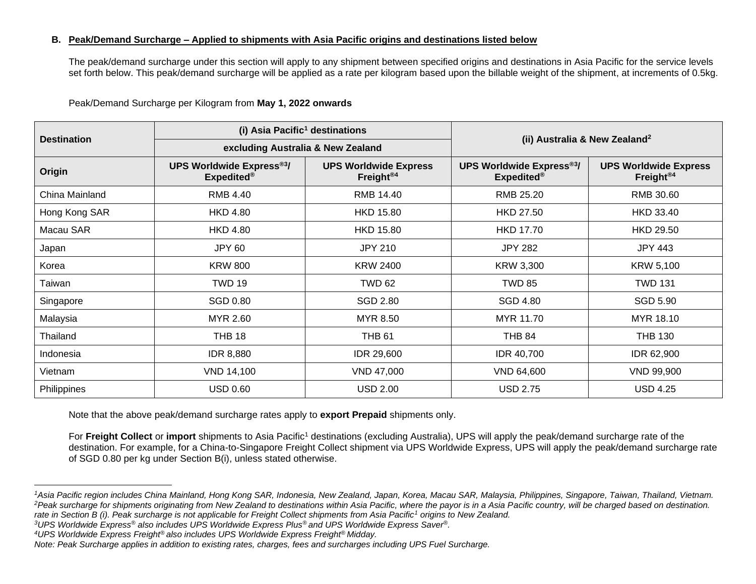### B. Peak/Demand Surcharge – Applied to shipments with Asia Pacific origins and destinations listed below

The peak/demand surcharge under this section will apply to any shipment between specified origins and destinations in Asia Pacific for the service levels set forth below. This peak/demand surcharge will be applied as a rate per kilogram based upon the billable weight of the shipment, at increments of 0.5kg.

Peak/Demand Surcharge per Kilogram from **May 1, 2022 onwards**

| **Destination** | **(i) Asia Pacific[1] destinations excluding Australia & New Zealand** | | **(ii) Australia & New Zealand[2]** | |
|---|---|---|---|---|
| **Origin** | **UPS Worldwide Express®[3]/ Expedited®** | **UPS Worldwide Express Freight®[4]** | **UPS Worldwide Express®[3]/ Expedited®** | **UPS Worldwide Express Freight®[4]** |
| China Mainland | RMB 4.40 | RMB 14.40 | RMB 25.20 | RMB 30.60 |
| Hong Kong SAR | HKD 4.80 | HKD 15.80 | HKD 27.50 | HKD 33.40 |
| Macau SAR | HKD 4.80 | HKD 15.80 | HKD 17.70 | HKD 29.50 |
| Japan | JPY 60 | JPY 210 | JPY 282 | JPY 443 |
| Korea | KRW 800 | KRW 2400 | KRW 3,300 | KRW 5,100 |
| Taiwan | TWD 19 | TWD 62 | TWD 85 | TWD 131 |
| Singapore | SGD 0.80 | SGD 2.80 | SGD 4.80 | SGD 5.90 |
| Malaysia | MYR 2.60 | MYR 8.50 | MYR 11.70 | MYR 18.10 |
| Thailand | THB 18 | THB 61 | THB 84 | THB 130 |
| Indonesia | IDR 8,880 | IDR 29,600 | IDR 40,700 | IDR 62,900 |
| Vietnam | VND 14,100 | VND 47,000 | VND 64,600 | VND 99,900 |
| Philippines | USD 0.60 | USD 2.00 | USD 2.75 | USD 4.25 |

Note that the above peak/demand surcharge rates apply to **export Prepaid** shipments only.

For **Freight Collect** or **import** shipments to Asia Pacific[1] destinations (excluding Australia), UPS will apply the peak/demand surcharge rate of the destination. For example, for a China-to-Singapore Freight Collect shipment via UPS Worldwide Express, UPS will apply the peak/demand surcharge rate of SGD 0.80 per kg under Section B(i), unless stated otherwise.

---

*[1]Asia Pacific region includes China Mainland, Hong Kong SAR, Indonesia, New Zealand, Japan, Korea, Macau SAR, Malaysia, Philippines, Singapore, Taiwan, Thailand, Vietnam.*
*[2]Peak surcharge for shipments originating from New Zealand to destinations within Asia Pacific, where the payor is in a Asia Pacific country, will be charged based on destination. rate in Section B (i). Peak surcharge is not applicable for Freight Collect shipments from Asia Pacific[1] origins to New Zealand.*
*[3]UPS Worldwide Express® also includes UPS Worldwide Express Plus® and UPS Worldwide Express Saver®.*
*[4]UPS Worldwide Express Freight® also includes UPS Worldwide Express Freight® Midday.*
*Note: Peak Surcharge applies in addition to existing rates, charges, fees and surcharges including UPS Fuel Surcharge.*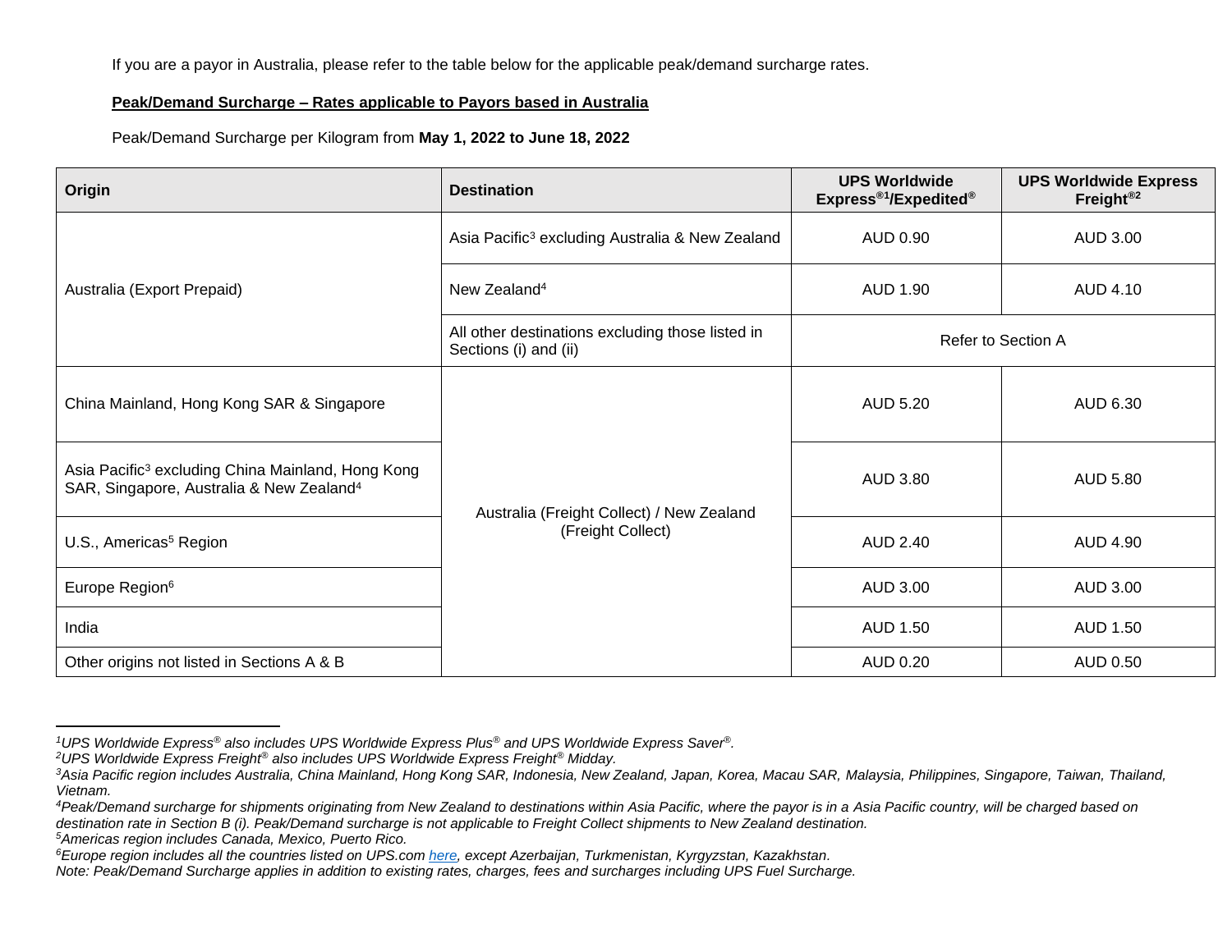If you are a payor in Australia, please refer to the table below for the applicable peak/demand surcharge rates.

**Peak/Demand Surcharge – Rates applicable to Payors based in Australia**

Peak/Demand Surcharge per Kilogram from **May 1, 2022 to June 18, 2022**

| Origin | Destination | UPS Worldwide Express®[1]/Expedited® | UPS Worldwide Express Freight®[2] |
|---|---|---|---|
| Australia (Export Prepaid) | Asia Pacific[3] excluding Australia & New Zealand | AUD 0.90 | AUD 3.00 |
| | New Zealand[4] | AUD 1.90 | AUD 4.10 |
| | All other destinations excluding those listed in Sections (i) and (ii) | Refer to Section A | |
| China Mainland, Hong Kong SAR & Singapore | Australia (Freight Collect) / New Zealand (Freight Collect) | AUD 5.20 | AUD 6.30 |
| Asia Pacific[3] excluding China Mainland, Hong Kong SAR, Singapore, Australia & New Zealand[4] | | AUD 3.80 | AUD 5.80 |
| U.S., Americas[5] Region | | AUD 2.40 | AUD 4.90 |
| Europe Region[6] | | AUD 3.00 | AUD 3.00 |
| India | | AUD 1.50 | AUD 1.50 |
| Other origins not listed in Sections A & B | | AUD 0.20 | AUD 0.50 |

*[1]UPS Worldwide Express® also includes UPS Worldwide Express Plus® and UPS Worldwide Express Saver®.*
*[2]UPS Worldwide Express Freight® also includes UPS Worldwide Express Freight® Midday.*
*[3]Asia Pacific region includes Australia, China Mainland, Hong Kong SAR, Indonesia, New Zealand, Japan, Korea, Macau SAR, Malaysia, Philippines, Singapore, Taiwan, Thailand, Vietnam.*
*[4]Peak/Demand surcharge for shipments originating from New Zealand to destinations within Asia Pacific, where the payor is in a Asia Pacific country, will be charged based on destination rate in Section B (i). Peak/Demand surcharge is not applicable to Freight Collect shipments to New Zealand destination.*
*[5]Americas region includes Canada, Mexico, Puerto Rico.*
*[6]Europe region includes all the countries listed on UPS.com here, except Azerbaijan, Turkmenistan, Kyrgyzstan, Kazakhstan.*
*Note: Peak/Demand Surcharge applies in addition to existing rates, charges, fees and surcharges including UPS Fuel Surcharge.*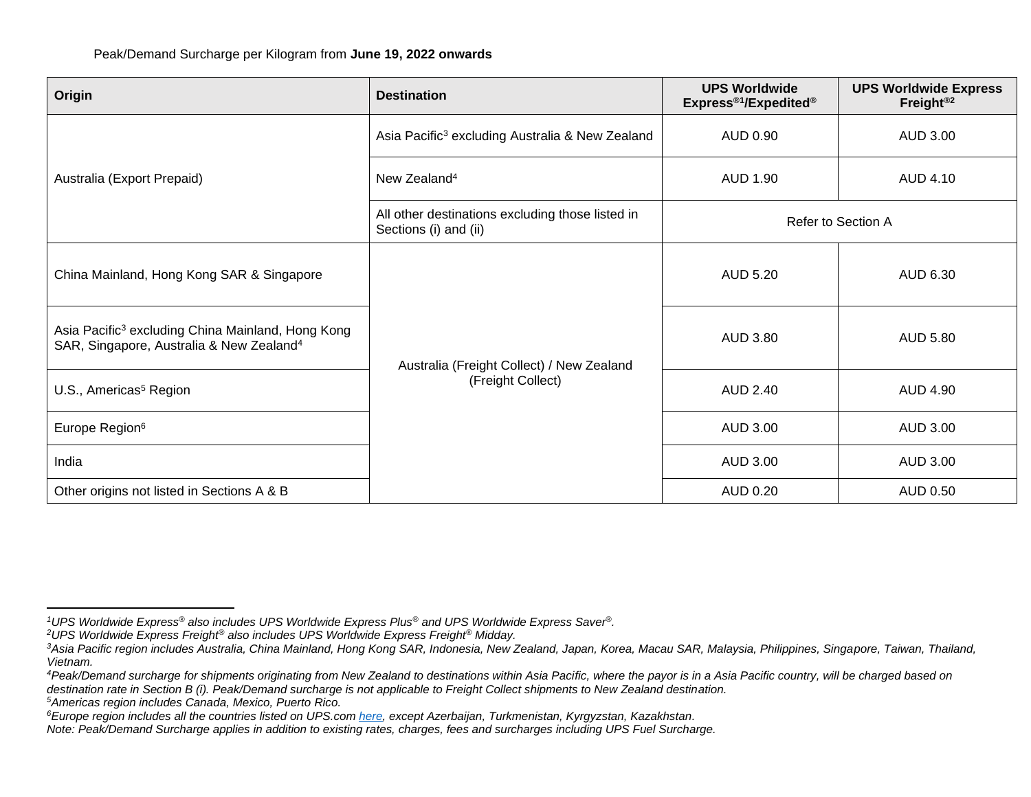Peak/Demand Surcharge per Kilogram from **June 19, 2022 onwards**

| Origin | Destination | UPS Worldwide Express®[1]/Expedited® | UPS Worldwide Express Freight®[2] |
|---|---|---|---|
| Australia (Export Prepaid) | Asia Pacific[3] excluding Australia & New Zealand | AUD 0.90 | AUD 3.00 |
| | New Zealand[4] | AUD 1.90 | AUD 4.10 |
| | All other destinations excluding those listed in Sections (i) and (ii) | Refer to Section A | |
| China Mainland, Hong Kong SAR & Singapore | Australia (Freight Collect) / New Zealand (Freight Collect) | AUD 5.20 | AUD 6.30 |
| Asia Pacific[3] excluding China Mainland, Hong Kong SAR, Singapore, Australia & New Zealand[4] | | AUD 3.80 | AUD 5.80 |
| U.S., Americas[5] Region | | AUD 2.40 | AUD 4.90 |
| Europe Region[6] | | AUD 3.00 | AUD 3.00 |
| India | | AUD 3.00 | AUD 3.00 |
| Other origins not listed in Sections A & B | | AUD 0.20 | AUD 0.50 |

*[1]UPS Worldwide Express® also includes UPS Worldwide Express Plus® and UPS Worldwide Express Saver®.*
*[2]UPS Worldwide Express Freight® also includes UPS Worldwide Express Freight® Midday.*
*[3]Asia Pacific region includes Australia, China Mainland, Hong Kong SAR, Indonesia, New Zealand, Japan, Korea, Macau SAR, Malaysia, Philippines, Singapore, Taiwan, Thailand, Vietnam.*
*[4]Peak/Demand surcharge for shipments originating from New Zealand to destinations within Asia Pacific, where the payor is in a Asia Pacific country, will be charged based on destination rate in Section B (i). Peak/Demand surcharge is not applicable to Freight Collect shipments to New Zealand destination.*
*[5]Americas region includes Canada, Mexico, Puerto Rico.*
*[6]Europe region includes all the countries listed on UPS.com here, except Azerbaijan, Turkmenistan, Kyrgyzstan, Kazakhstan.*
*Note: Peak/Demand Surcharge applies in addition to existing rates, charges, fees and surcharges including UPS Fuel Surcharge.*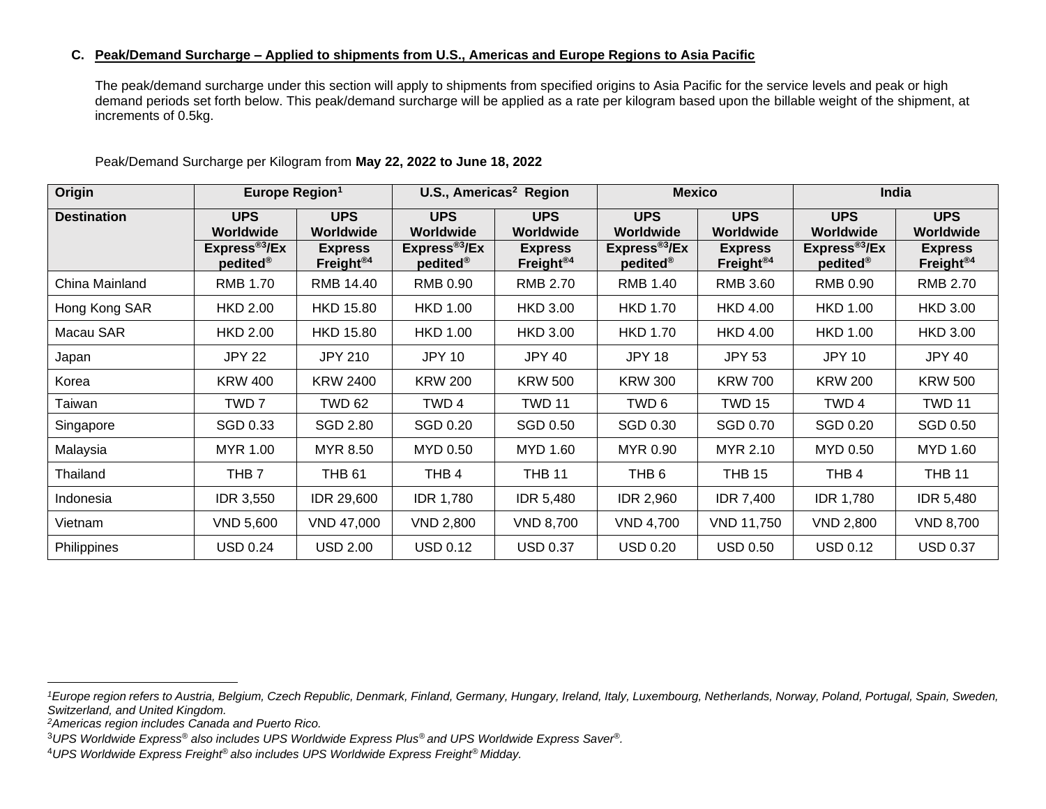### C. Peak/Demand Surcharge – Applied to shipments from U.S., Americas and Europe Regions to Asia Pacific

The peak/demand surcharge under this section will apply to shipments from specified origins to Asia Pacific for the service levels and peak or high demand periods set forth below. This peak/demand surcharge will be applied as a rate per kilogram based upon the billable weight of the shipment, at increments of 0.5kg.

Peak/Demand Surcharge per Kilogram from **May 22, 2022 to June 18, 2022**

| Origin | Europe Region[1] | | U.S., Americas[2] Region | | Mexico | | India | |
|---|---|---|---|---|---|---|---|---|
| **Destination** | **UPS Worldwide Express®[3]/Expedited®** | **UPS Worldwide Express Freight®[4]** | **UPS Worldwide Express®[3]/Expedited®** | **UPS Worldwide Express Freight®[4]** | **UPS Worldwide Express®[3]/Expedited®** | **UPS Worldwide Express Freight®[4]** | **UPS Worldwide Express®[3]/Expedited®** | **UPS Worldwide Express Freight®[4]** |
| China Mainland | RMB 1.70 | RMB 14.40 | RMB 0.90 | RMB 2.70 | RMB 1.40 | RMB 3.60 | RMB 0.90 | RMB 2.70 |
| Hong Kong SAR | HKD 2.00 | HKD 15.80 | HKD 1.00 | HKD 3.00 | HKD 1.70 | HKD 4.00 | HKD 1.00 | HKD 3.00 |
| Macau SAR | HKD 2.00 | HKD 15.80 | HKD 1.00 | HKD 3.00 | HKD 1.70 | HKD 4.00 | HKD 1.00 | HKD 3.00 |
| Japan | JPY 22 | JPY 210 | JPY 10 | JPY 40 | JPY 18 | JPY 53 | JPY 10 | JPY 40 |
| Korea | KRW 400 | KRW 2400 | KRW 200 | KRW 500 | KRW 300 | KRW 700 | KRW 200 | KRW 500 |
| Taiwan | TWD 7 | TWD 62 | TWD 4 | TWD 11 | TWD 6 | TWD 15 | TWD 4 | TWD 11 |
| Singapore | SGD 0.33 | SGD 2.80 | SGD 0.20 | SGD 0.50 | SGD 0.30 | SGD 0.70 | SGD 0.20 | SGD 0.50 |
| Malaysia | MYR 1.00 | MYR 8.50 | MYD 0.50 | MYD 1.60 | MYR 0.90 | MYR 2.10 | MYD 0.50 | MYD 1.60 |
| Thailand | THB 7 | THB 61 | THB 4 | THB 11 | THB 6 | THB 15 | THB 4 | THB 11 |
| Indonesia | IDR 3,550 | IDR 29,600 | IDR 1,780 | IDR 5,480 | IDR 2,960 | IDR 7,400 | IDR 1,780 | IDR 5,480 |
| Vietnam | VND 5,600 | VND 47,000 | VND 2,800 | VND 8,700 | VND 4,700 | VND 11,750 | VND 2,800 | VND 8,700 |
| Philippines | USD 0.24 | USD 2.00 | USD 0.12 | USD 0.37 | USD 0.20 | USD 0.50 | USD 0.12 | USD 0.37 |

---

[1] *Europe region refers to Austria, Belgium, Czech Republic, Denmark, Finland, Germany, Hungary, Ireland, Italy, Luxembourg, Netherlands, Norway, Poland, Portugal, Spain, Sweden, Switzerland, and United Kingdom.*

[2] *Americas region includes Canada and Puerto Rico.*

[3] *UPS Worldwide Express® also includes UPS Worldwide Express Plus® and UPS Worldwide Express Saver®.*

[4] *UPS Worldwide Express Freight® also includes UPS Worldwide Express Freight® Midday.*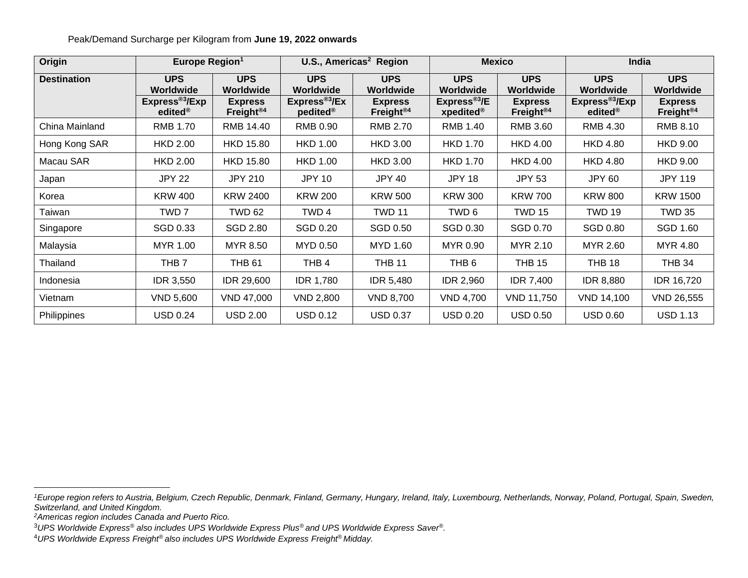Peak/Demand Surcharge per Kilogram from **June 19, 2022 onwards**

| Origin | Europe Region[1] | | U.S., Americas[2] Region | | Mexico | | India | |
|---|---|---|---|---|---|---|---|---|
| **Destination** | **UPS Worldwide Express®[3]/Expedited®** | **UPS Worldwide Express Freight®[4]** | **UPS Worldwide Express®[3]/Expedited®** | **UPS Worldwide Express Freight®[4]** | **UPS Worldwide Express®[3]/Expedited®** | **UPS Worldwide Express Freight®[4]** | **UPS Worldwide Express®[3]/Expedited®** | **UPS Worldwide Express Freight®[4]** |
| China Mainland | RMB 1.70 | RMB 14.40 | RMB 0.90 | RMB 2.70 | RMB 1.40 | RMB 3.60 | RMB 4.30 | RMB 8.10 |
| Hong Kong SAR | HKD 2.00 | HKD 15.80 | HKD 1.00 | HKD 3.00 | HKD 1.70 | HKD 4.00 | HKD 4.80 | HKD 9.00 |
| Macau SAR | HKD 2.00 | HKD 15.80 | HKD 1.00 | HKD 3.00 | HKD 1.70 | HKD 4.00 | HKD 4.80 | HKD 9.00 |
| Japan | JPY 22 | JPY 210 | JPY 10 | JPY 40 | JPY 18 | JPY 53 | JPY 60 | JPY 119 |
| Korea | KRW 400 | KRW 2400 | KRW 200 | KRW 500 | KRW 300 | KRW 700 | KRW 800 | KRW 1500 |
| Taiwan | TWD 7 | TWD 62 | TWD 4 | TWD 11 | TWD 6 | TWD 15 | TWD 19 | TWD 35 |
| Singapore | SGD 0.33 | SGD 2.80 | SGD 0.20 | SGD 0.50 | SGD 0.30 | SGD 0.70 | SGD 0.80 | SGD 1.60 |
| Malaysia | MYR 1.00 | MYR 8.50 | MYD 0.50 | MYD 1.60 | MYR 0.90 | MYR 2.10 | MYR 2.60 | MYR 4.80 |
| Thailand | THB 7 | THB 61 | THB 4 | THB 11 | THB 6 | THB 15 | THB 18 | THB 34 |
| Indonesia | IDR 3,550 | IDR 29,600 | IDR 1,780 | IDR 5,480 | IDR 2,960 | IDR 7,400 | IDR 8,880 | IDR 16,720 |
| Vietnam | VND 5,600 | VND 47,000 | VND 2,800 | VND 8,700 | VND 4,700 | VND 11,750 | VND 14,100 | VND 26,555 |
| Philippines | USD 0.24 | USD 2.00 | USD 0.12 | USD 0.37 | USD 0.20 | USD 0.50 | USD 0.60 | USD 1.13 |

*[1]Europe region refers to Austria, Belgium, Czech Republic, Denmark, Finland, Germany, Hungary, Ireland, Italy, Luxembourg, Netherlands, Norway, Poland, Portugal, Spain, Sweden, Switzerland, and United Kingdom.*

*[2]Americas region includes Canada and Puerto Rico.*

*[3]UPS Worldwide Express® also includes UPS Worldwide Express Plus® and UPS Worldwide Express Saver®.*

*[4]UPS Worldwide Express Freight® also includes UPS Worldwide Express Freight® Midday.*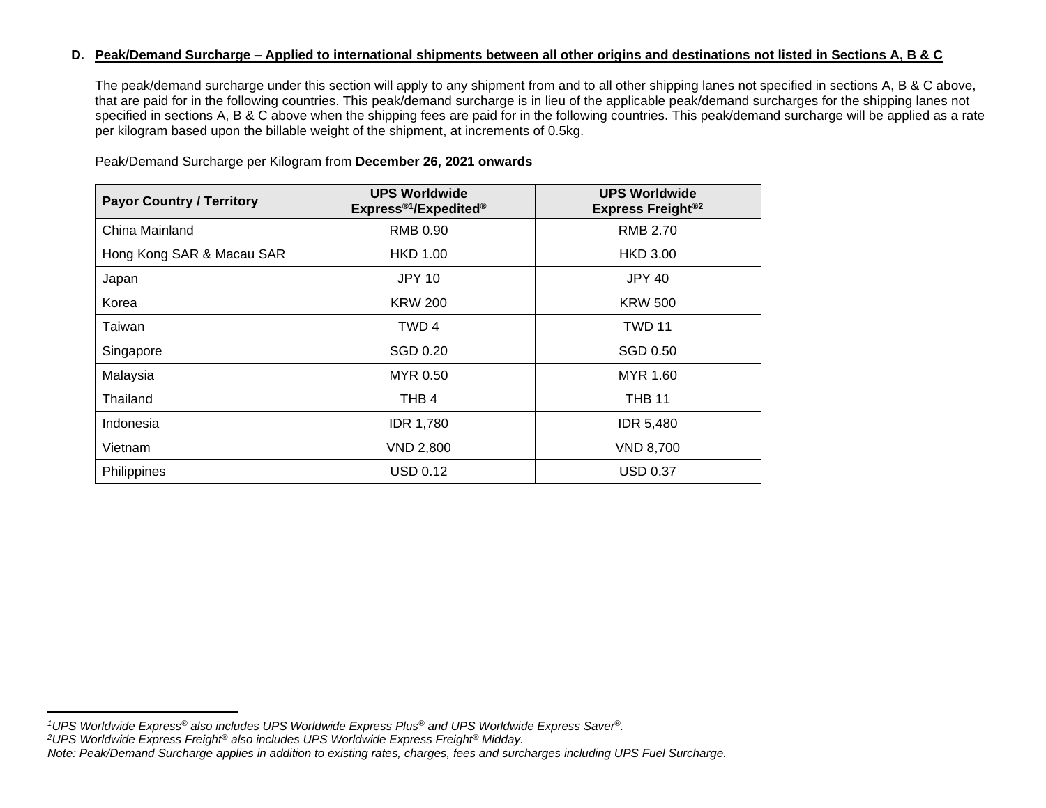### D. Peak/Demand Surcharge – Applied to international shipments between all other origins and destinations not listed in Sections A, B & C

The peak/demand surcharge under this section will apply to any shipment from and to all other shipping lanes not specified in sections A, B & C above, that are paid for in the following countries. This peak/demand surcharge is in lieu of the applicable peak/demand surcharges for the shipping lanes not specified in sections A, B & C above when the shipping fees are paid for in the following countries. This peak/demand surcharge will be applied as a rate per kilogram based upon the billable weight of the shipment, at increments of 0.5kg.

Peak/Demand Surcharge per Kilogram from **December 26, 2021 onwards**

| Payor Country / Territory | UPS Worldwide Express®[1]/Expedited® | UPS Worldwide Express Freight®[2] |
|---|---|---|
| China Mainland | RMB 0.90 | RMB 2.70 |
| Hong Kong SAR & Macau SAR | HKD 1.00 | HKD 3.00 |
| Japan | JPY 10 | JPY 40 |
| Korea | KRW 200 | KRW 500 |
| Taiwan | TWD 4 | TWD 11 |
| Singapore | SGD 0.20 | SGD 0.50 |
| Malaysia | MYR 0.50 | MYR 1.60 |
| Thailand | THB 4 | THB 11 |
| Indonesia | IDR 1,780 | IDR 5,480 |
| Vietnam | VND 2,800 | VND 8,700 |
| Philippines | USD 0.12 | USD 0.37 |

*[1]UPS Worldwide Express® also includes UPS Worldwide Express Plus® and UPS Worldwide Express Saver®.*

*[2]UPS Worldwide Express Freight® also includes UPS Worldwide Express Freight® Midday.*

*Note: Peak/Demand Surcharge applies in addition to existing rates, charges, fees and surcharges including UPS Fuel Surcharge.*